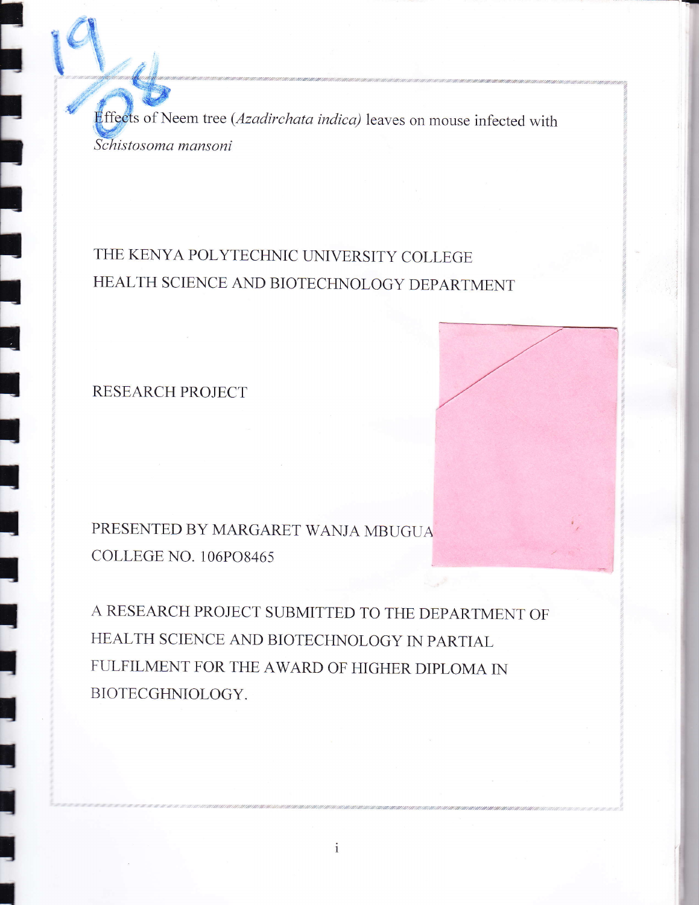# Effects of Neem tree (*Azadirchata indica*) leaves on mouse infected with *Schistosoma mansoni*

THE KENYA POLYTECHNIC UNIVERSITY COLLEGE

HEALTH SCIENCE AND BIOTECHNOLOGY DEPARTMENT

RESEARCH PROJECT

PRESENTED BY MARGARET WANJA MBUGUA

COLLEGE NO. 106PO8465

A RESEARCH PROJECT SUBMITTED TO THE DEPARTMENT OF HEALTH SCIENCE AND BIOTECHNOLOGY IN PARTIAL FULFILMENT FOR THE AWARD OF HIGHER DIPLOMA IN BIOTECGHNIOLOGY.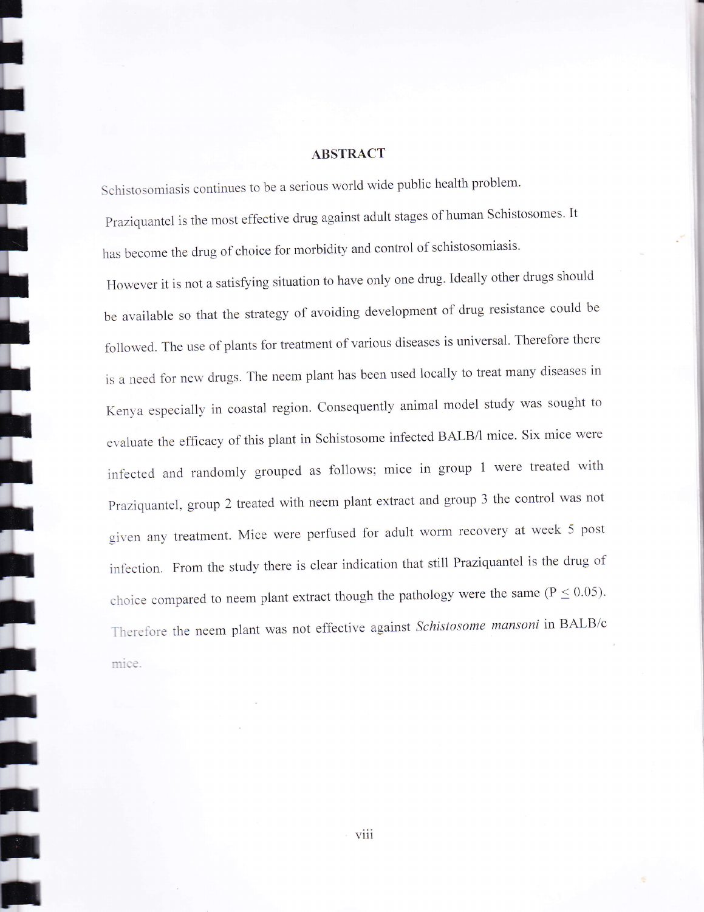# ABSTRACT

Schistosomiasis continues to be a serious world wide public health problem. Praziquantel is the most effective drug against adult stages of human Schistosomes. It has become the drug of choice for morbidity and control of schistosomiasis. However it is not a satisfying situation to have only one drug. Ideally other drugs should be available so that the strategy of avoiding development of drug resistance could be followed. The use of plants for treatment of various diseases is universal. Therefore there is a need for new drugs. The neem plant has been used locally to treat many diseases in Kenya especially in coastal region. Consequently animal model study was sought to evaluate the efficacy of this plant in Schistosome infected BALB/l mice. Six mice were infected and randomly grouped as follows; mice in group 1 were treated with Praziquantel, group 2 treated with neem plant extract and group 3 the control was not given any treatment. Mice were perfused for adult worm recovery at week 5 post infection. From the study there is clear indication that still Praziquantel is the drug of choice compared to neem plant extract though the pathology were the same ($P \leq 0.05$). Therefore the neem plant was not effective against *Schistosome mansoni* in BALB/c mice.